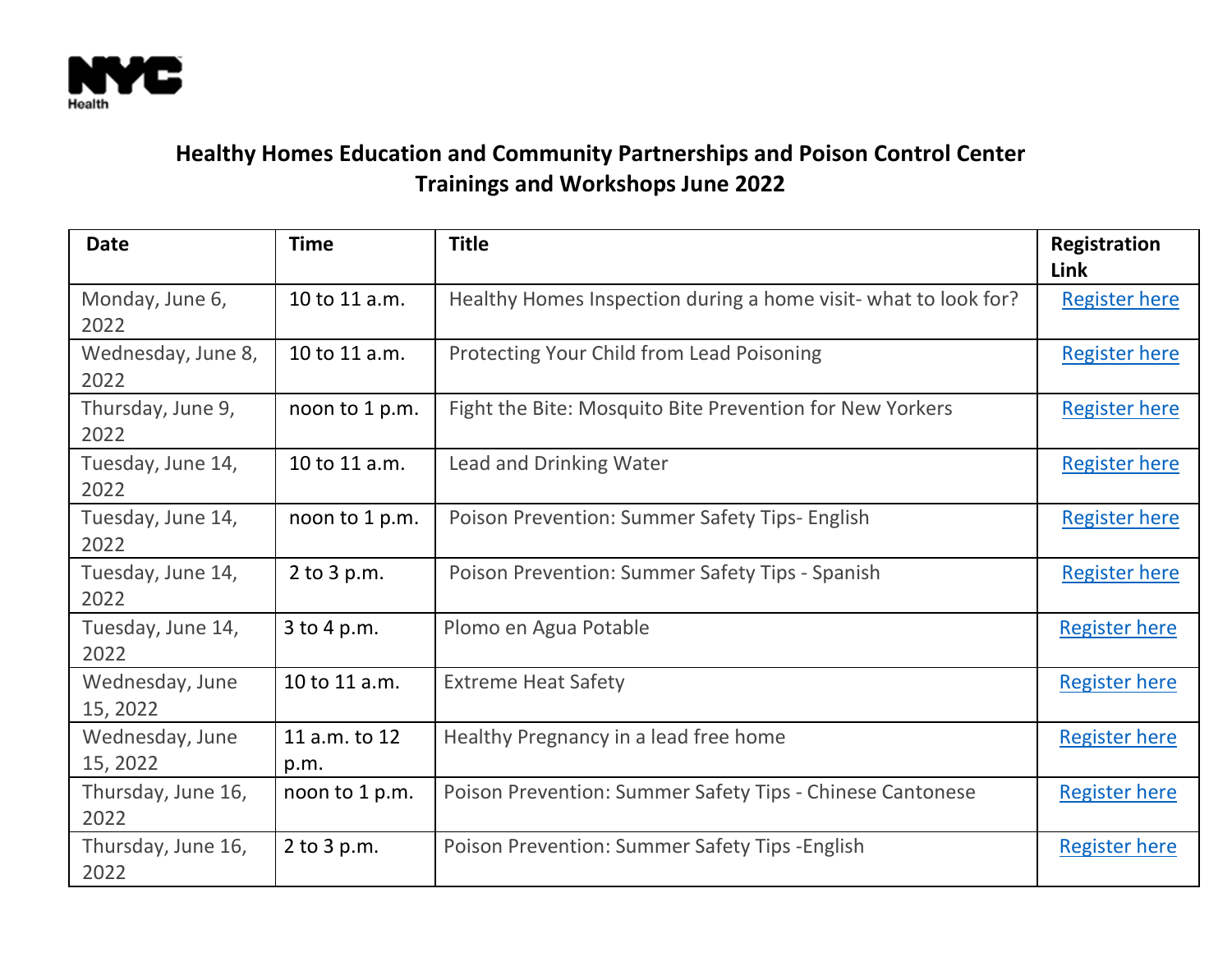NYC Health

# Healthy Homes Education and Community Partnerships and Poison Control Center Trainings and Workshops June 2022

| Date | Time | Title | Registration Link |
|---|---|---|---|
| Monday, June 6, 2022 | 10 to 11 a.m. | Healthy Homes Inspection during a home visit- what to look for? | Register here |
| Wednesday, June 8, 2022 | 10 to 11 a.m. | Protecting Your Child from Lead Poisoning | Register here |
| Thursday, June 9, 2022 | noon to 1 p.m. | Fight the Bite: Mosquito Bite Prevention for New Yorkers | Register here |
| Tuesday, June 14, 2022 | 10 to 11 a.m. | Lead and Drinking Water | Register here |
| Tuesday, June 14, 2022 | noon to 1 p.m. | Poison Prevention: Summer Safety Tips- English | Register here |
| Tuesday, June 14, 2022 | 2 to 3 p.m. | Poison Prevention: Summer Safety Tips - Spanish | Register here |
| Tuesday, June 14, 2022 | 3 to 4 p.m. | Plomo en Agua Potable | Register here |
| Wednesday, June 15, 2022 | 10 to 11 a.m. | Extreme Heat Safety | Register here |
| Wednesday, June 15, 2022 | 11 a.m. to 12 p.m. | Healthy Pregnancy in a lead free home | Register here |
| Thursday, June 16, 2022 | noon to 1 p.m. | Poison Prevention: Summer Safety Tips - Chinese Cantonese | Register here |
| Thursday, June 16, 2022 | 2 to 3 p.m. | Poison Prevention: Summer Safety Tips -English | Register here |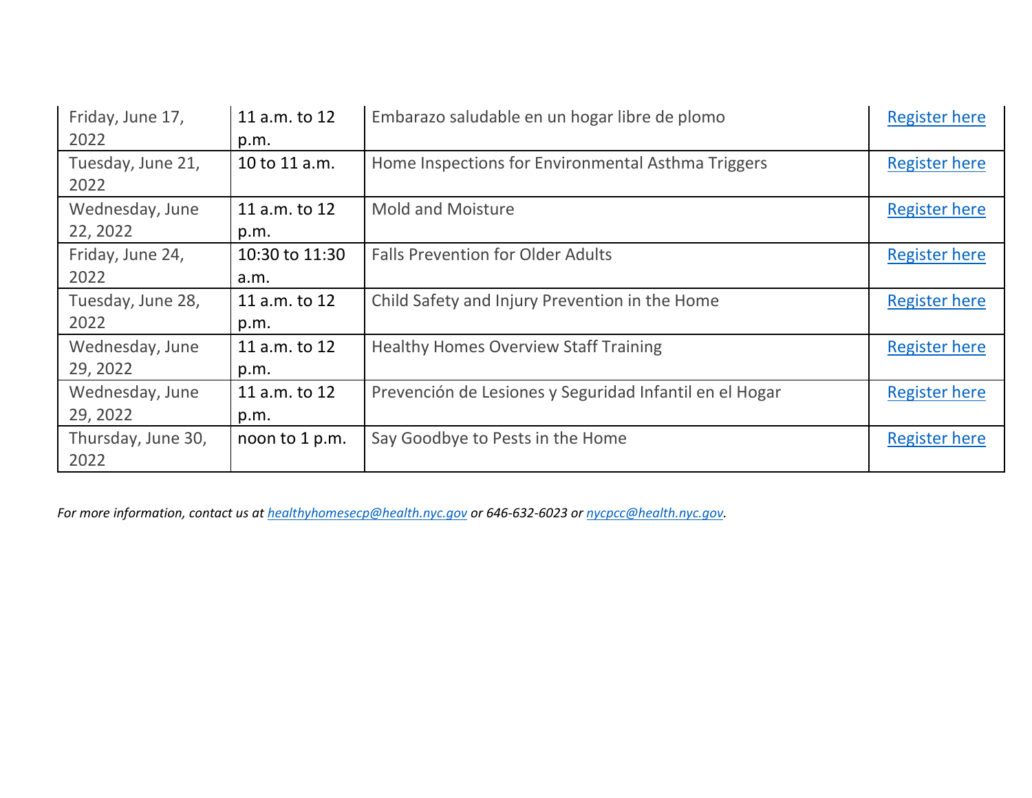| | | | |
|---|---|---|---|
| Friday, June 17, 2022 | 11 a.m. to 12 p.m. | Embarazo saludable en un hogar libre de plomo | Register here |
| Tuesday, June 21, 2022 | 10 to 11 a.m. | Home Inspections for Environmental Asthma Triggers | Register here |
| Wednesday, June 22, 2022 | 11 a.m. to 12 p.m. | Mold and Moisture | Register here |
| Friday, June 24, 2022 | 10:30 to 11:30 a.m. | Falls Prevention for Older Adults | Register here |
| Tuesday, June 28, 2022 | 11 a.m. to 12 p.m. | Child Safety and Injury Prevention in the Home | Register here |
| Wednesday, June 29, 2022 | 11 a.m. to 12 p.m. | Healthy Homes Overview Staff Training | Register here |
| Wednesday, June 29, 2022 | 11 a.m. to 12 p.m. | Prevención de Lesiones y Seguridad Infantil en el Hogar | Register here |
| Thursday, June 30, 2022 | noon to 1 p.m. | Say Goodbye to Pests in the Home | Register here |

*For more information, contact us at healthyhomesecp@health.nyc.gov or 646-632-6023 or nycpcc@health.nyc.gov.*